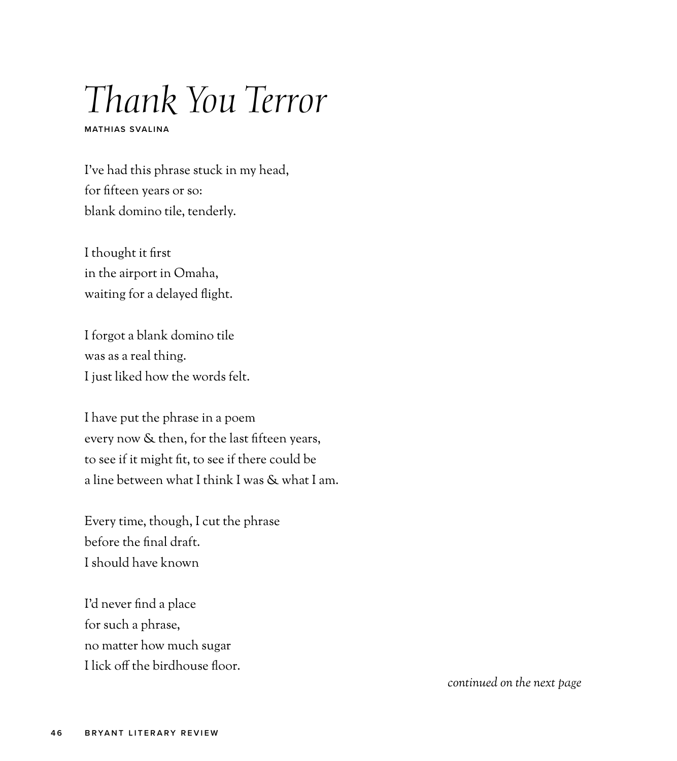# *Thank You Terror*

MATHIAS SVALINA

I've had this phrase stuck in my head,
for fifteen years or so:
blank domino tile, tenderly.

I thought it first
in the airport in Omaha,
waiting for a delayed flight.

I forgot a blank domino tile
was as a real thing.
I just liked how the words felt.

I have put the phrase in a poem
every now & then, for the last fifteen years,
to see if it might fit, to see if there could be
a line between what I think I was & what I am.

Every time, though, I cut the phrase
before the final draft.
I should have known

I'd never find a place
for such a phrase,
no matter how much sugar
I lick off the birdhouse floor.

*continued on the next page*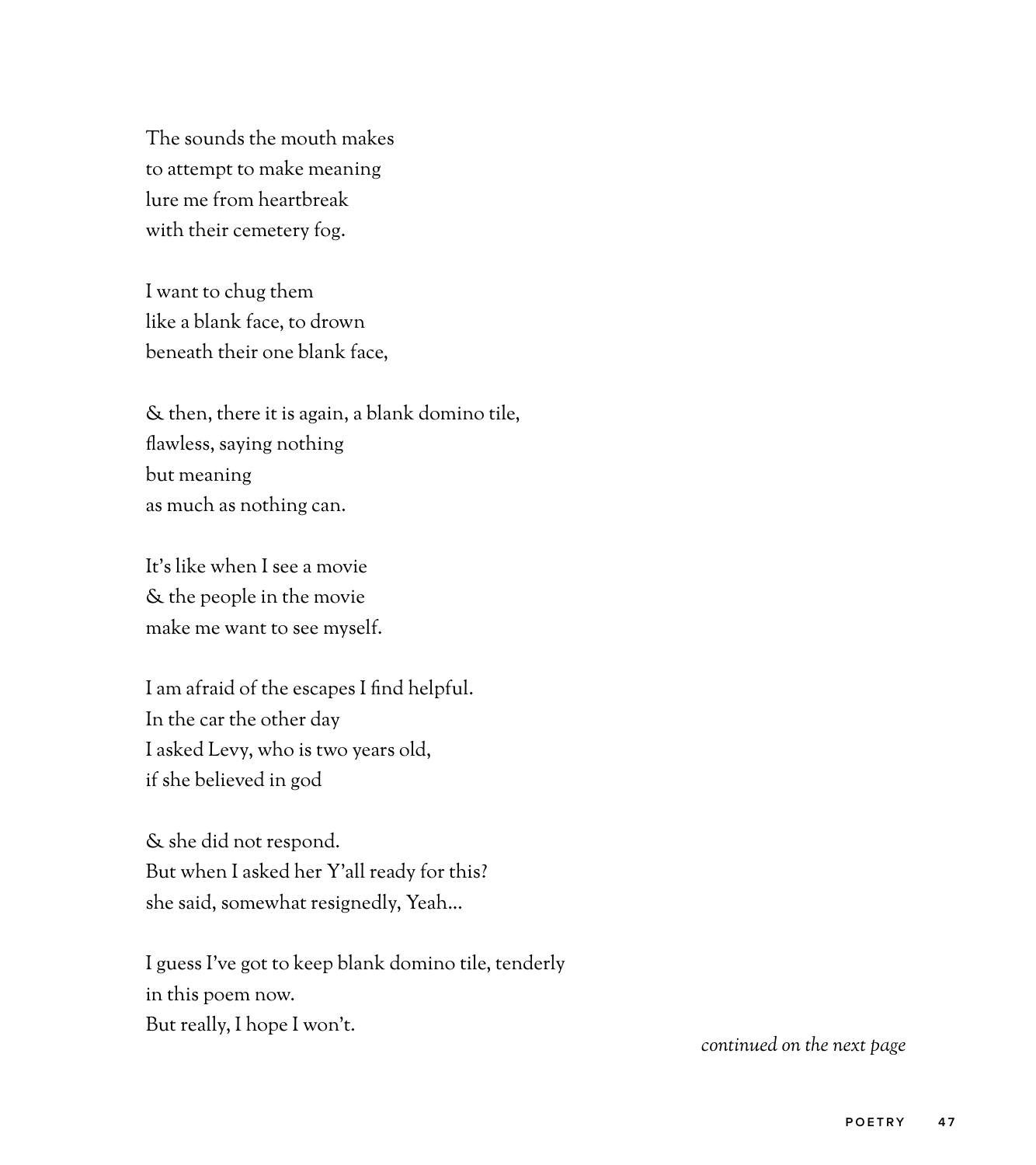The sounds the mouth makes  
to attempt to make meaning  
lure me from heartbreak  
with their cemetery fog.

I want to chug them  
like a blank face, to drown  
beneath their one blank face,

& then, there it is again, a blank domino tile,  
flawless, saying nothing  
but meaning  
as much as nothing can.

It's like when I see a movie  
& the people in the movie  
make me want to see myself.

I am afraid of the escapes I find helpful.  
In the car the other day  
I asked Levy, who is two years old,  
if she believed in god

& she did not respond.  
But when I asked her Y'all ready for this?  
she said, somewhat resignedly, Yeah...

I guess I've got to keep blank domino tile, tenderly  
in this poem now.  
But really, I hope I won't.

*continued on the next page*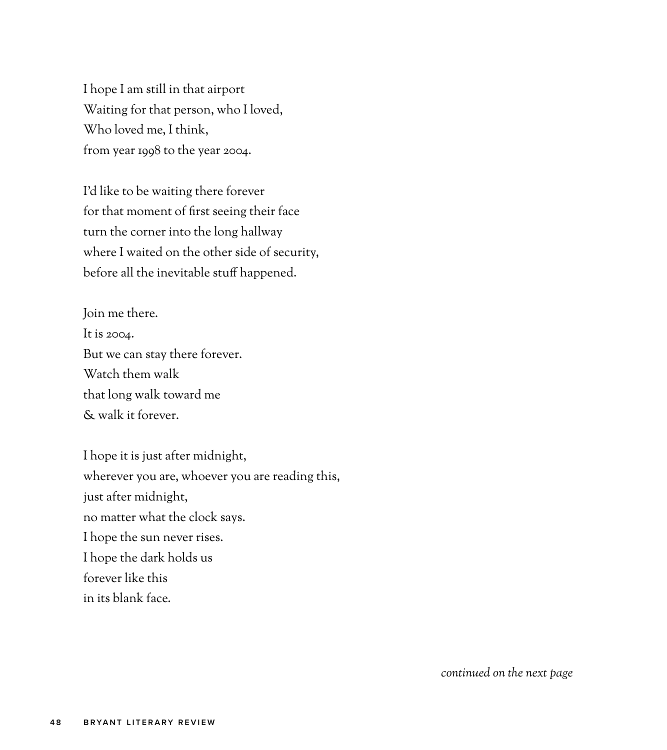I hope I am still in that airport  
Waiting for that person, who I loved,  
Who loved me, I think,  
from year 1998 to the year 2004.

I'd like to be waiting there forever  
for that moment of first seeing their face  
turn the corner into the long hallway  
where I waited on the other side of security,  
before all the inevitable stuff happened.

Join me there.  
It is 2004.  
But we can stay there forever.  
Watch them walk  
that long walk toward me  
& walk it forever.

I hope it is just after midnight,  
wherever you are, whoever you are reading this,  
just after midnight,  
no matter what the clock says.  
I hope the sun never rises.  
I hope the dark holds us  
forever like this  
in its blank face.

*continued on the next page*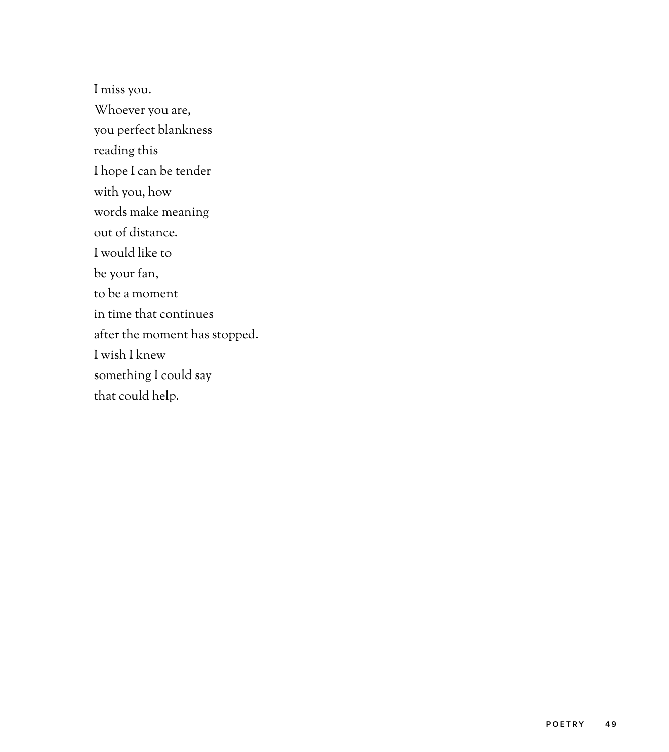I miss you.  
Whoever you are,  
you perfect blankness  
reading this  
I hope I can be tender  
with you, how  
words make meaning  
out of distance.  
I would like to  
be your fan,  
to be a moment  
in time that continues  
after the moment has stopped.  
I wish I knew  
something I could say  
that could help.